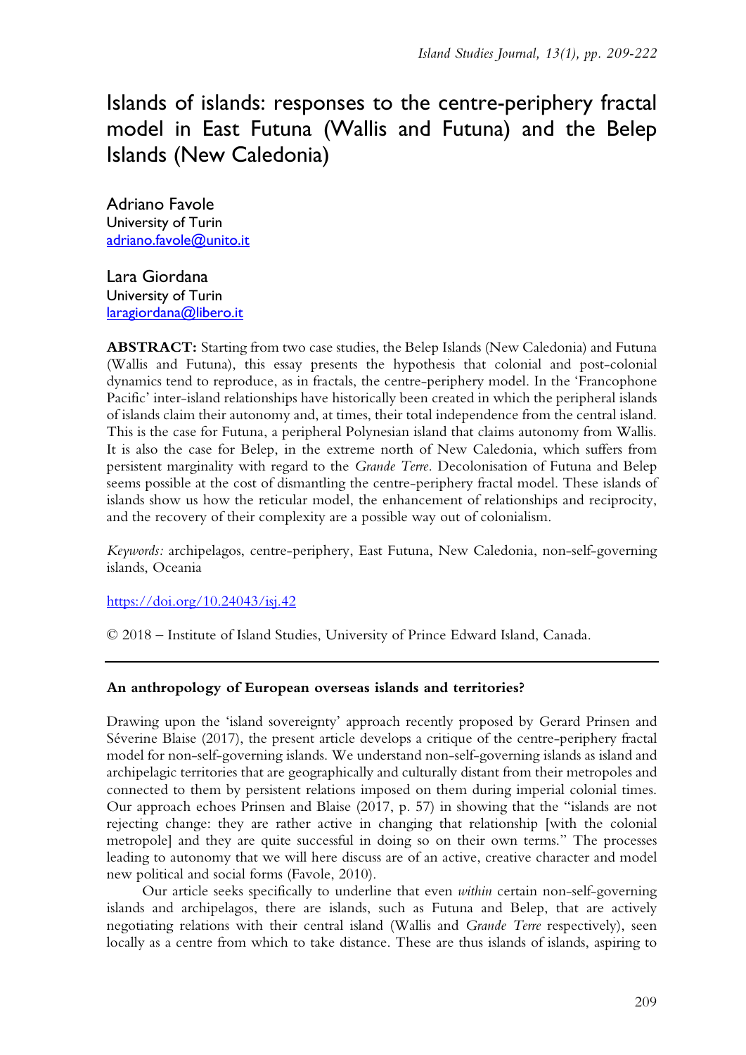# Islands of islands: responses to the centre-periphery fractal model in East Futuna (Wallis and Futuna) and the Belep Islands (New Caledonia)

Adriano Favole
University of Turin
adriano.favole@unito.it

Lara Giordana
University of Turin
laragiordana@libero.it

**ABSTRACT:** Starting from two case studies, the Belep Islands (New Caledonia) and Futuna (Wallis and Futuna), this essay presents the hypothesis that colonial and post-colonial dynamics tend to reproduce, as in fractals, the centre-periphery model. In the 'Francophone Pacific' inter-island relationships have historically been created in which the peripheral islands of islands claim their autonomy and, at times, their total independence from the central island. This is the case for Futuna, a peripheral Polynesian island that claims autonomy from Wallis. It is also the case for Belep, in the extreme north of New Caledonia, which suffers from persistent marginality with regard to the *Grande Terre*. Decolonisation of Futuna and Belep seems possible at the cost of dismantling the centre-periphery fractal model. These islands of islands show us how the reticular model, the enhancement of relationships and reciprocity, and the recovery of their complexity are a possible way out of colonialism.

*Keywords:* archipelagos, centre-periphery, East Futuna, New Caledonia, non-self-governing islands, Oceania

https://doi.org/10.24043/isj.42

© 2018 – Institute of Island Studies, University of Prince Edward Island, Canada.

---

### An anthropology of European overseas islands and territories?

Drawing upon the 'island sovereignty' approach recently proposed by Gerard Prinsen and Séverine Blaise (2017), the present article develops a critique of the centre-periphery fractal model for non-self-governing islands. We understand non-self-governing islands as island and archipelagic territories that are geographically and culturally distant from their metropoles and connected to them by persistent relations imposed on them during imperial colonial times. Our approach echoes Prinsen and Blaise (2017, p. 57) in showing that the "islands are not rejecting change: they are rather active in changing that relationship [with the colonial metropole] and they are quite successful in doing so on their own terms." The processes leading to autonomy that we will here discuss are of an active, creative character and model new political and social forms (Favole, 2010).

Our article seeks specifically to underline that even *within* certain non-self-governing islands and archipelagos, there are islands, such as Futuna and Belep, that are actively negotiating relations with their central island (Wallis and *Grande Terre* respectively), seen locally as a centre from which to take distance. These are thus islands of islands, aspiring to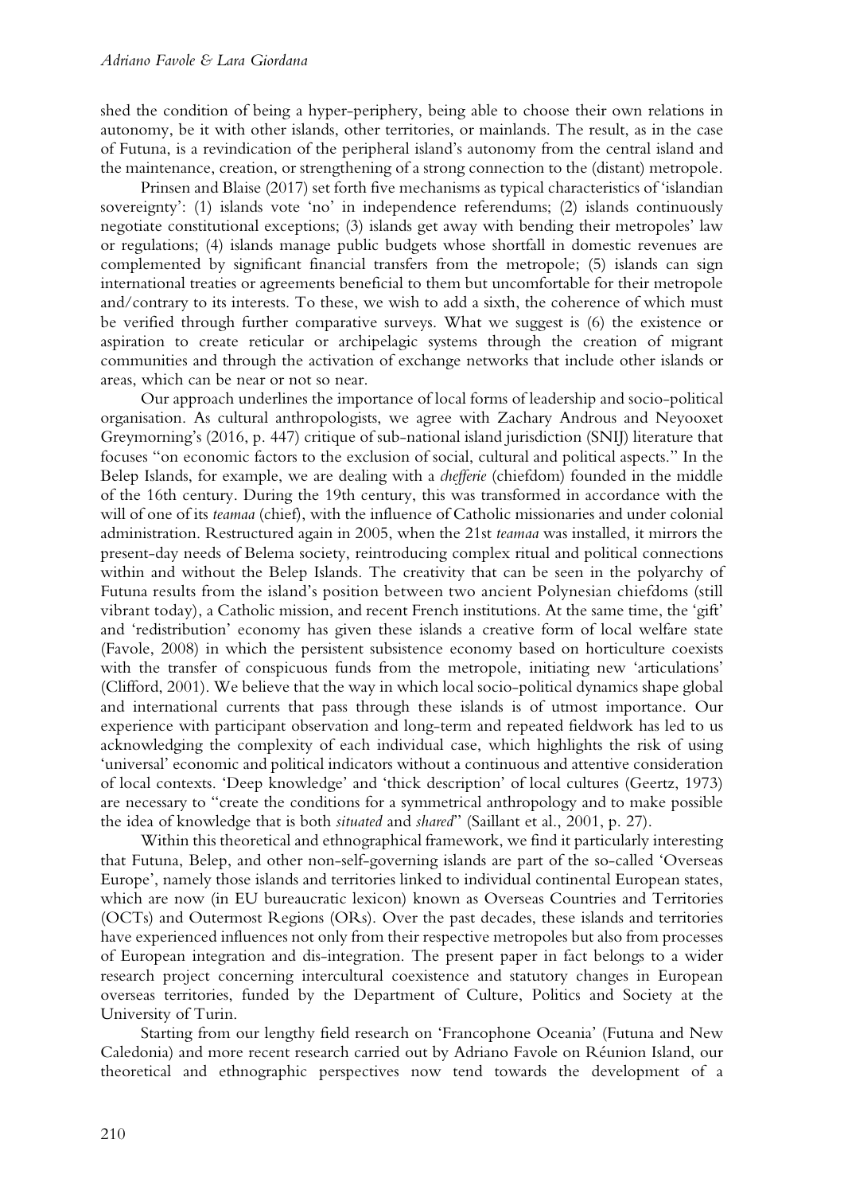shed the condition of being a hyper-periphery, being able to choose their own relations in autonomy, be it with other islands, other territories, or mainlands. The result, as in the case of Futuna, is a revindication of the peripheral island's autonomy from the central island and the maintenance, creation, or strengthening of a strong connection to the (distant) metropole.

Prinsen and Blaise (2017) set forth five mechanisms as typical characteristics of 'islandian sovereignty': (1) islands vote 'no' in independence referendums; (2) islands continuously negotiate constitutional exceptions; (3) islands get away with bending their metropoles' law or regulations; (4) islands manage public budgets whose shortfall in domestic revenues are complemented by significant financial transfers from the metropole; (5) islands can sign international treaties or agreements beneficial to them but uncomfortable for their metropole and/contrary to its interests. To these, we wish to add a sixth, the coherence of which must be verified through further comparative surveys. What we suggest is (6) the existence or aspiration to create reticular or archipelagic systems through the creation of migrant communities and through the activation of exchange networks that include other islands or areas, which can be near or not so near.

Our approach underlines the importance of local forms of leadership and socio-political organisation. As cultural anthropologists, we agree with Zachary Androus and Neyooxet Greymorning's (2016, p. 447) critique of sub-national island jurisdiction (SNIJ) literature that focuses "on economic factors to the exclusion of social, cultural and political aspects." In the Belep Islands, for example, we are dealing with a *chefferie* (chiefdom) founded in the middle of the 16th century. During the 19th century, this was transformed in accordance with the will of one of its *teamaa* (chief), with the influence of Catholic missionaries and under colonial administration. Restructured again in 2005, when the 21st *teamaa* was installed, it mirrors the present-day needs of Belema society, reintroducing complex ritual and political connections within and without the Belep Islands. The creativity that can be seen in the polyarchy of Futuna results from the island's position between two ancient Polynesian chiefdoms (still vibrant today), a Catholic mission, and recent French institutions. At the same time, the 'gift' and 'redistribution' economy has given these islands a creative form of local welfare state (Favole, 2008) in which the persistent subsistence economy based on horticulture coexists with the transfer of conspicuous funds from the metropole, initiating new 'articulations' (Clifford, 2001). We believe that the way in which local socio-political dynamics shape global and international currents that pass through these islands is of utmost importance. Our experience with participant observation and long-term and repeated fieldwork has led to us acknowledging the complexity of each individual case, which highlights the risk of using 'universal' economic and political indicators without a continuous and attentive consideration of local contexts. 'Deep knowledge' and 'thick description' of local cultures (Geertz, 1973) are necessary to "create the conditions for a symmetrical anthropology and to make possible the idea of knowledge that is both *situated* and *shared*" (Saillant et al., 2001, p. 27).

Within this theoretical and ethnographical framework, we find it particularly interesting that Futuna, Belep, and other non-self-governing islands are part of the so-called 'Overseas Europe', namely those islands and territories linked to individual continental European states, which are now (in EU bureaucratic lexicon) known as Overseas Countries and Territories (OCTs) and Outermost Regions (ORs). Over the past decades, these islands and territories have experienced influences not only from their respective metropoles but also from processes of European integration and dis-integration. The present paper in fact belongs to a wider research project concerning intercultural coexistence and statutory changes in European overseas territories, funded by the Department of Culture, Politics and Society at the University of Turin.

Starting from our lengthy field research on 'Francophone Oceania' (Futuna and New Caledonia) and more recent research carried out by Adriano Favole on Réunion Island, our theoretical and ethnographic perspectives now tend towards the development of a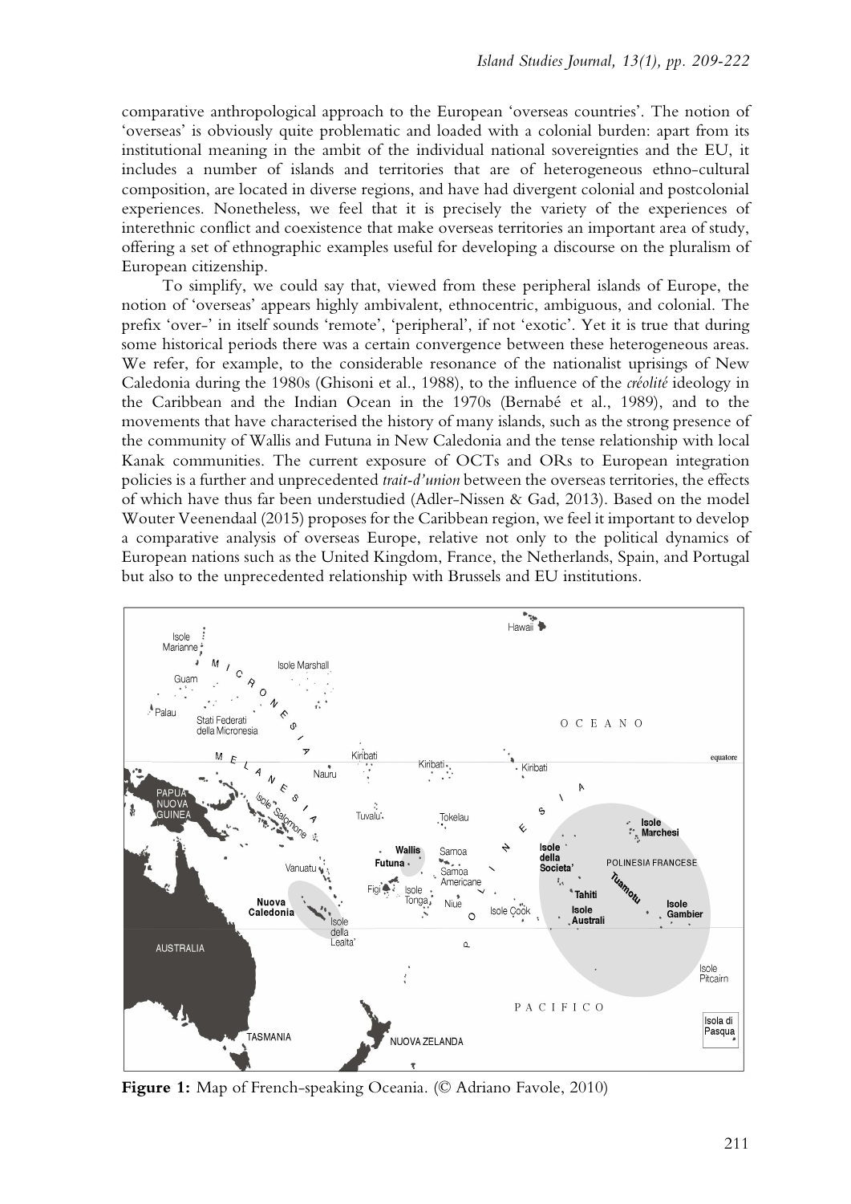comparative anthropological approach to the European 'overseas countries'. The notion of 'overseas' is obviously quite problematic and loaded with a colonial burden: apart from its institutional meaning in the ambit of the individual national sovereignties and the EU, it includes a number of islands and territories that are of heterogeneous ethno-cultural composition, are located in diverse regions, and have had divergent colonial and postcolonial experiences. Nonetheless, we feel that it is precisely the variety of the experiences of interethnic conflict and coexistence that make overseas territories an important area of study, offering a set of ethnographic examples useful for developing a discourse on the pluralism of European citizenship.

To simplify, we could say that, viewed from these peripheral islands of Europe, the notion of 'overseas' appears highly ambivalent, ethnocentric, ambiguous, and colonial. The prefix 'over-' in itself sounds 'remote', 'peripheral', if not 'exotic'. Yet it is true that during some historical periods there was a certain convergence between these heterogeneous areas. We refer, for example, to the considerable resonance of the nationalist uprisings of New Caledonia during the 1980s (Ghisoni et al., 1988), to the influence of the *créolité* ideology in the Caribbean and the Indian Ocean in the 1970s (Bernabé et al., 1989), and to the movements that have characterised the history of many islands, such as the strong presence of the community of Wallis and Futuna in New Caledonia and the tense relationship with local Kanak communities. The current exposure of OCTs and ORs to European integration policies is a further and unprecedented *trait-d'union* between the overseas territories, the effects of which have thus far been understudied (Adler-Nissen & Gad, 2013). Based on the model Wouter Veenendaal (2015) proposes for the Caribbean region, we feel it important to develop a comparative analysis of overseas Europe, relative not only to the political dynamics of European nations such as the United Kingdom, France, the Netherlands, Spain, and Portugal but also to the unprecedented relationship with Brussels and EU institutions.

**Figure 1:** Map of French-speaking Oceania. (© Adriano Favole, 2010)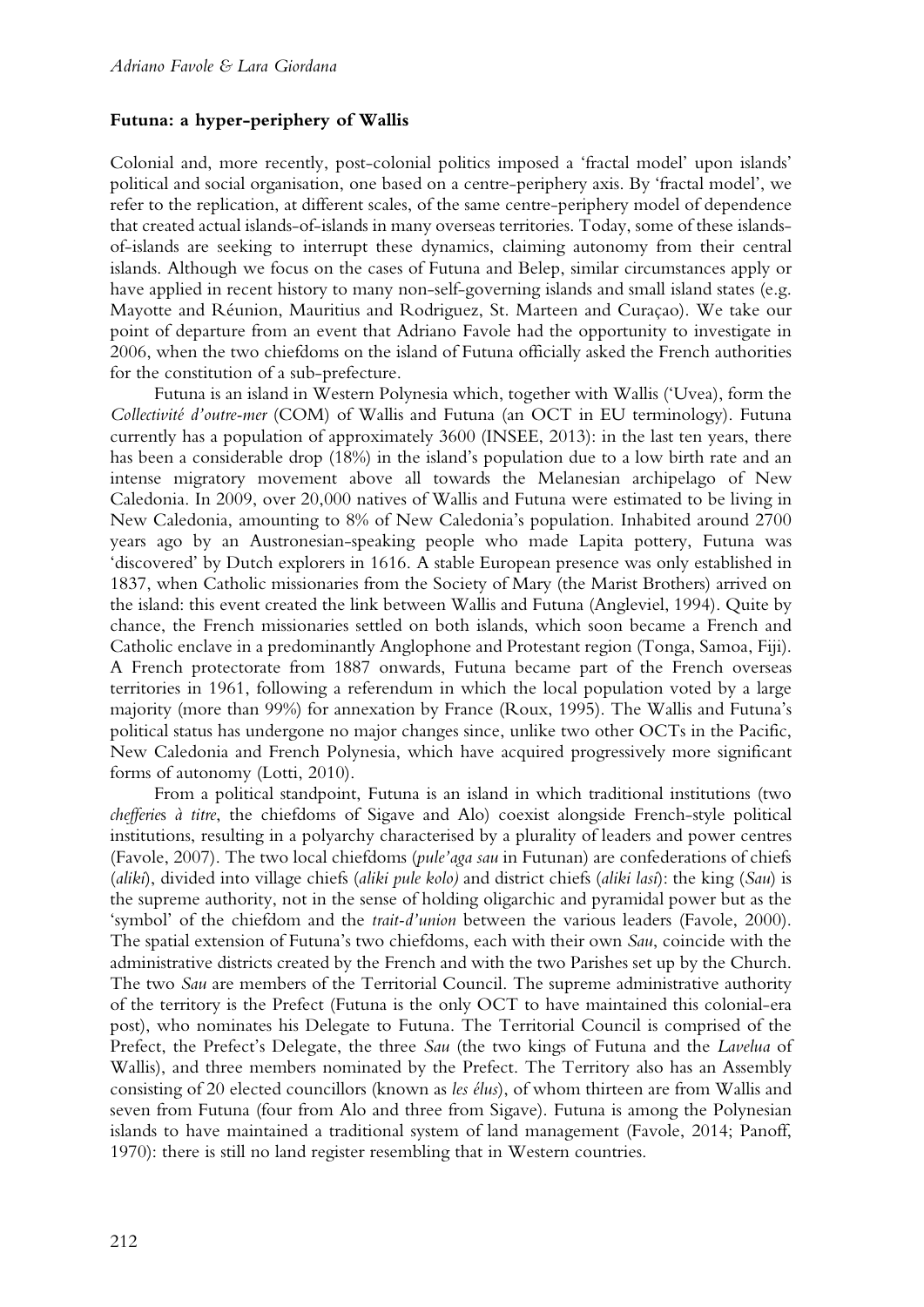## Futuna: a hyper-periphery of Wallis

Colonial and, more recently, post-colonial politics imposed a 'fractal model' upon islands' political and social organisation, one based on a centre-periphery axis. By 'fractal model', we refer to the replication, at different scales, of the same centre-periphery model of dependence that created actual islands-of-islands in many overseas territories. Today, some of these islands-of-islands are seeking to interrupt these dynamics, claiming autonomy from their central islands. Although we focus on the cases of Futuna and Belep, similar circumstances apply or have applied in recent history to many non-self-governing islands and small island states (e.g. Mayotte and Réunion, Mauritius and Rodriguez, St. Marteen and Curaçao). We take our point of departure from an event that Adriano Favole had the opportunity to investigate in 2006, when the two chiefdoms on the island of Futuna officially asked the French authorities for the constitution of a sub-prefecture.

Futuna is an island in Western Polynesia which, together with Wallis ('Uvea), form the *Collectivité d'outre-mer* (COM) of Wallis and Futuna (an OCT in EU terminology). Futuna currently has a population of approximately 3600 (INSEE, 2013): in the last ten years, there has been a considerable drop (18%) in the island's population due to a low birth rate and an intense migratory movement above all towards the Melanesian archipelago of New Caledonia. In 2009, over 20,000 natives of Wallis and Futuna were estimated to be living in New Caledonia, amounting to 8% of New Caledonia's population. Inhabited around 2700 years ago by an Austronesian-speaking people who made Lapita pottery, Futuna was 'discovered' by Dutch explorers in 1616. A stable European presence was only established in 1837, when Catholic missionaries from the Society of Mary (the Marist Brothers) arrived on the island: this event created the link between Wallis and Futuna (Angleviel, 1994). Quite by chance, the French missionaries settled on both islands, which soon became a French and Catholic enclave in a predominantly Anglophone and Protestant region (Tonga, Samoa, Fiji). A French protectorate from 1887 onwards, Futuna became part of the French overseas territories in 1961, following a referendum in which the local population voted by a large majority (more than 99%) for annexation by France (Roux, 1995). The Wallis and Futuna's political status has undergone no major changes since, unlike two other OCTs in the Pacific, New Caledonia and French Polynesia, which have acquired progressively more significant forms of autonomy (Lotti, 2010).

From a political standpoint, Futuna is an island in which traditional institutions (two *chefferies à titre*, the chiefdoms of Sigave and Alo) coexist alongside French-style political institutions, resulting in a polyarchy characterised by a plurality of leaders and power centres (Favole, 2007). The two local chiefdoms (*pule'aga sau* in Futunan) are confederations of chiefs (*aliki*), divided into village chiefs (*aliki pule kolo)* and district chiefs (*aliki lasi*): the king (*Sau*) is the supreme authority, not in the sense of holding oligarchic and pyramidal power but as the 'symbol' of the chiefdom and the *trait-d'union* between the various leaders (Favole, 2000). The spatial extension of Futuna's two chiefdoms, each with their own *Sau*, coincide with the administrative districts created by the French and with the two Parishes set up by the Church. The two *Sau* are members of the Territorial Council. The supreme administrative authority of the territory is the Prefect (Futuna is the only OCT to have maintained this colonial-era post), who nominates his Delegate to Futuna. The Territorial Council is comprised of the Prefect, the Prefect's Delegate, the three *Sau* (the two kings of Futuna and the *Lavelua* of Wallis), and three members nominated by the Prefect. The Territory also has an Assembly consisting of 20 elected councillors (known as *les élus*), of whom thirteen are from Wallis and seven from Futuna (four from Alo and three from Sigave). Futuna is among the Polynesian islands to have maintained a traditional system of land management (Favole, 2014; Panoff, 1970): there is still no land register resembling that in Western countries.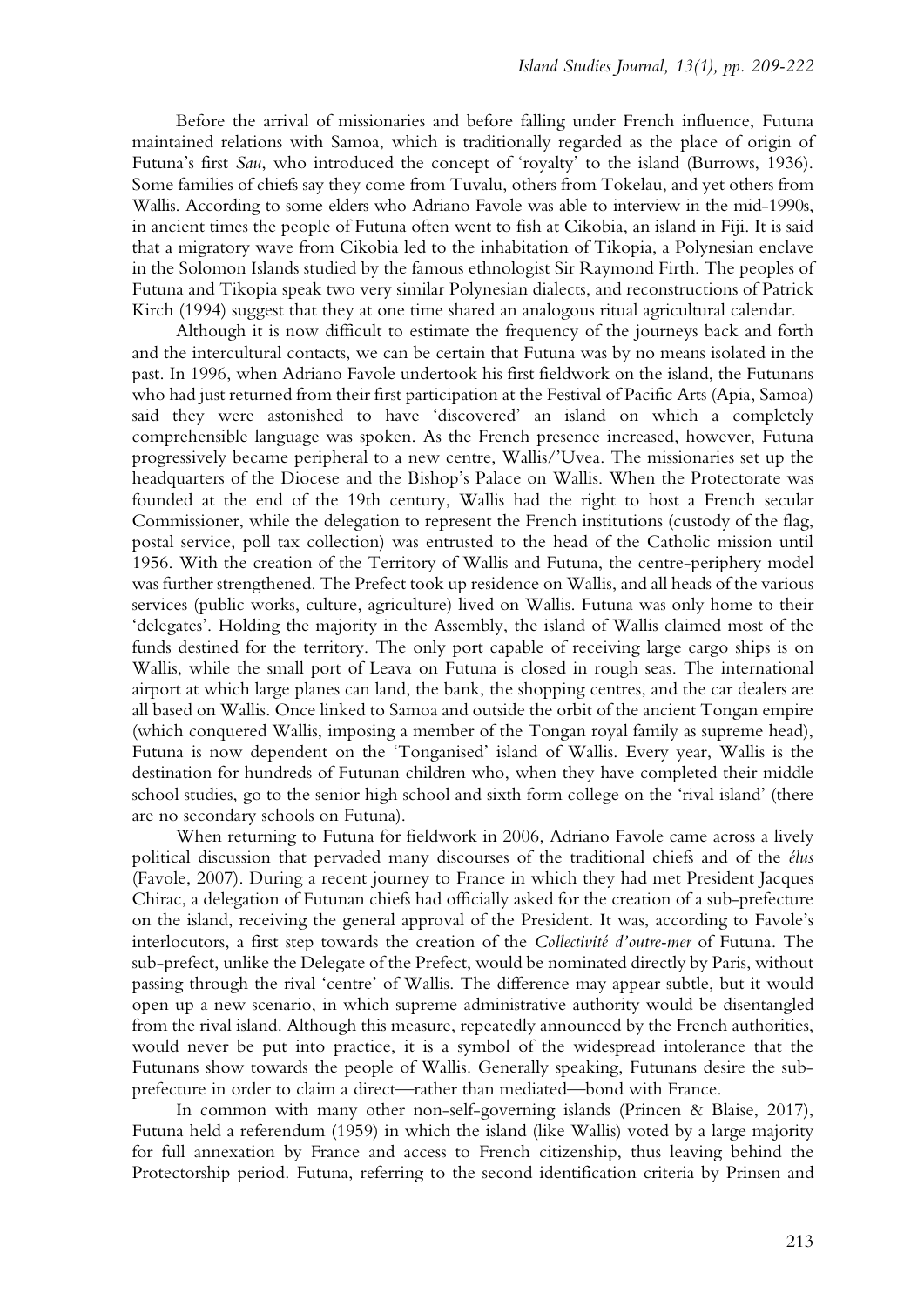Before the arrival of missionaries and before falling under French influence, Futuna maintained relations with Samoa, which is traditionally regarded as the place of origin of Futuna's first *Sau*, who introduced the concept of 'royalty' to the island (Burrows, 1936). Some families of chiefs say they come from Tuvalu, others from Tokelau, and yet others from Wallis. According to some elders who Adriano Favole was able to interview in the mid-1990s, in ancient times the people of Futuna often went to fish at Cikobia, an island in Fiji. It is said that a migratory wave from Cikobia led to the inhabitation of Tikopia, a Polynesian enclave in the Solomon Islands studied by the famous ethnologist Sir Raymond Firth. The peoples of Futuna and Tikopia speak two very similar Polynesian dialects, and reconstructions of Patrick Kirch (1994) suggest that they at one time shared an analogous ritual agricultural calendar.

Although it is now difficult to estimate the frequency of the journeys back and forth and the intercultural contacts, we can be certain that Futuna was by no means isolated in the past. In 1996, when Adriano Favole undertook his first fieldwork on the island, the Futunans who had just returned from their first participation at the Festival of Pacific Arts (Apia, Samoa) said they were astonished to have 'discovered' an island on which a completely comprehensible language was spoken. As the French presence increased, however, Futuna progressively became peripheral to a new centre, Wallis/'Uvea. The missionaries set up the headquarters of the Diocese and the Bishop's Palace on Wallis. When the Protectorate was founded at the end of the 19th century, Wallis had the right to host a French secular Commissioner, while the delegation to represent the French institutions (custody of the flag, postal service, poll tax collection) was entrusted to the head of the Catholic mission until 1956. With the creation of the Territory of Wallis and Futuna, the centre-periphery model was further strengthened. The Prefect took up residence on Wallis, and all heads of the various services (public works, culture, agriculture) lived on Wallis. Futuna was only home to their 'delegates'. Holding the majority in the Assembly, the island of Wallis claimed most of the funds destined for the territory. The only port capable of receiving large cargo ships is on Wallis, while the small port of Leava on Futuna is closed in rough seas. The international airport at which large planes can land, the bank, the shopping centres, and the car dealers are all based on Wallis. Once linked to Samoa and outside the orbit of the ancient Tongan empire (which conquered Wallis, imposing a member of the Tongan royal family as supreme head), Futuna is now dependent on the 'Tonganised' island of Wallis. Every year, Wallis is the destination for hundreds of Futunan children who, when they have completed their middle school studies, go to the senior high school and sixth form college on the 'rival island' (there are no secondary schools on Futuna).

When returning to Futuna for fieldwork in 2006, Adriano Favole came across a lively political discussion that pervaded many discourses of the traditional chiefs and of the *élus* (Favole, 2007). During a recent journey to France in which they had met President Jacques Chirac, a delegation of Futunan chiefs had officially asked for the creation of a sub-prefecture on the island, receiving the general approval of the President. It was, according to Favole's interlocutors, a first step towards the creation of the *Collectivité d'outre-mer* of Futuna. The sub-prefect, unlike the Delegate of the Prefect, would be nominated directly by Paris, without passing through the rival 'centre' of Wallis. The difference may appear subtle, but it would open up a new scenario, in which supreme administrative authority would be disentangled from the rival island. Although this measure, repeatedly announced by the French authorities, would never be put into practice, it is a symbol of the widespread intolerance that the Futunans show towards the people of Wallis. Generally speaking, Futunans desire the sub-prefecture in order to claim a direct—rather than mediated—bond with France.

In common with many other non-self-governing islands (Princen & Blaise, 2017), Futuna held a referendum (1959) in which the island (like Wallis) voted by a large majority for full annexation by France and access to French citizenship, thus leaving behind the Protectorship period. Futuna, referring to the second identification criteria by Prinsen and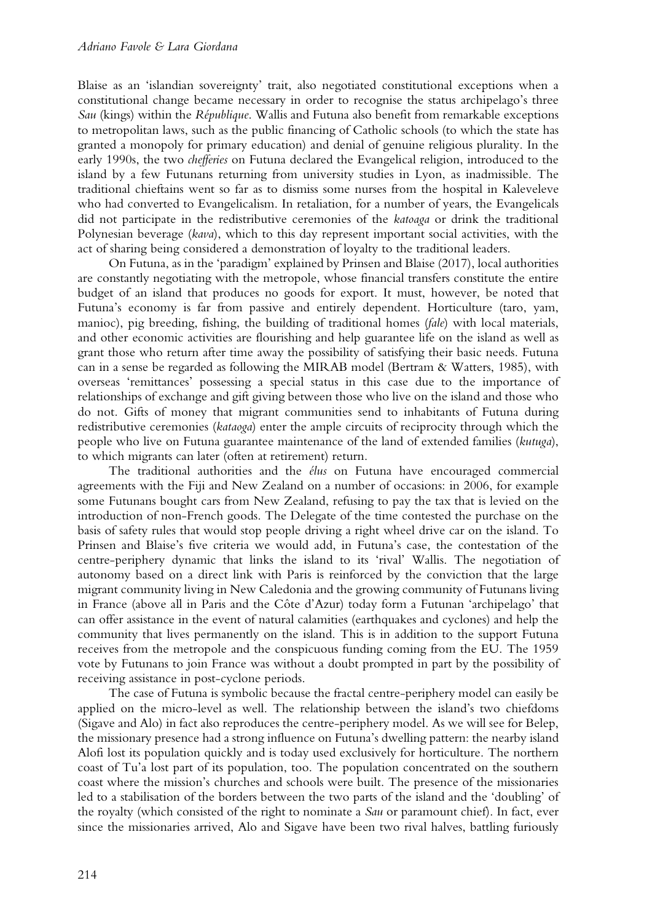Blaise as an 'islandian sovereignty' trait, also negotiated constitutional exceptions when a constitutional change became necessary in order to recognise the status archipelago's three *Sau* (kings) within the *République*. Wallis and Futuna also benefit from remarkable exceptions to metropolitan laws, such as the public financing of Catholic schools (to which the state has granted a monopoly for primary education) and denial of genuine religious plurality. In the early 1990s, the two *chefferies* on Futuna declared the Evangelical religion, introduced to the island by a few Futunans returning from university studies in Lyon, as inadmissible. The traditional chieftains went so far as to dismiss some nurses from the hospital in Kaleveleve who had converted to Evangelicalism. In retaliation, for a number of years, the Evangelicals did not participate in the redistributive ceremonies of the *katoaga* or drink the traditional Polynesian beverage (*kava*), which to this day represent important social activities, with the act of sharing being considered a demonstration of loyalty to the traditional leaders.

On Futuna, as in the 'paradigm' explained by Prinsen and Blaise (2017), local authorities are constantly negotiating with the metropole, whose financial transfers constitute the entire budget of an island that produces no goods for export. It must, however, be noted that Futuna's economy is far from passive and entirely dependent. Horticulture (taro, yam, manioc), pig breeding, fishing, the building of traditional homes (*fale*) with local materials, and other economic activities are flourishing and help guarantee life on the island as well as grant those who return after time away the possibility of satisfying their basic needs. Futuna can in a sense be regarded as following the MIRAB model (Bertram & Watters, 1985), with overseas 'remittances' possessing a special status in this case due to the importance of relationships of exchange and gift giving between those who live on the island and those who do not. Gifts of money that migrant communities send to inhabitants of Futuna during redistributive ceremonies (*kataoga*) enter the ample circuits of reciprocity through which the people who live on Futuna guarantee maintenance of the land of extended families (*kutuga*), to which migrants can later (often at retirement) return.

The traditional authorities and the *élus* on Futuna have encouraged commercial agreements with the Fiji and New Zealand on a number of occasions: in 2006, for example some Futunans bought cars from New Zealand, refusing to pay the tax that is levied on the introduction of non-French goods. The Delegate of the time contested the purchase on the basis of safety rules that would stop people driving a right wheel drive car on the island. To Prinsen and Blaise's five criteria we would add, in Futuna's case, the contestation of the centre-periphery dynamic that links the island to its 'rival' Wallis. The negotiation of autonomy based on a direct link with Paris is reinforced by the conviction that the large migrant community living in New Caledonia and the growing community of Futunans living in France (above all in Paris and the Côte d'Azur) today form a Futunan 'archipelago' that can offer assistance in the event of natural calamities (earthquakes and cyclones) and help the community that lives permanently on the island. This is in addition to the support Futuna receives from the metropole and the conspicuous funding coming from the EU. The 1959 vote by Futunans to join France was without a doubt prompted in part by the possibility of receiving assistance in post-cyclone periods.

The case of Futuna is symbolic because the fractal centre-periphery model can easily be applied on the micro-level as well. The relationship between the island's two chiefdoms (Sigave and Alo) in fact also reproduces the centre-periphery model. As we will see for Belep, the missionary presence had a strong influence on Futuna's dwelling pattern: the nearby island Alofi lost its population quickly and is today used exclusively for horticulture. The northern coast of Tu'a lost part of its population, too. The population concentrated on the southern coast where the mission's churches and schools were built. The presence of the missionaries led to a stabilisation of the borders between the two parts of the island and the 'doubling' of the royalty (which consisted of the right to nominate a *Sau* or paramount chief). In fact, ever since the missionaries arrived, Alo and Sigave have been two rival halves, battling furiously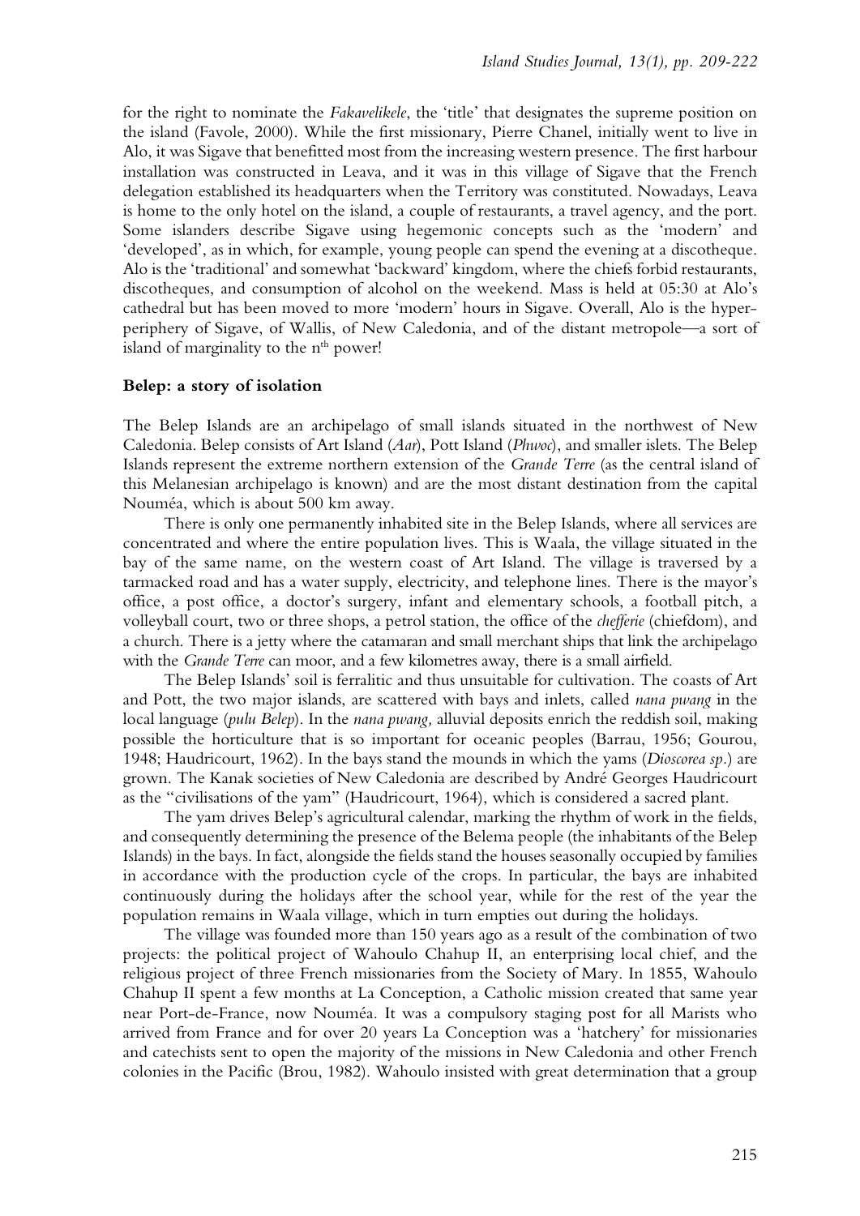for the right to nominate the *Fakavelikele*, the 'title' that designates the supreme position on the island (Favole, 2000). While the first missionary, Pierre Chanel, initially went to live in Alo, it was Sigave that benefitted most from the increasing western presence. The first harbour installation was constructed in Leava, and it was in this village of Sigave that the French delegation established its headquarters when the Territory was constituted. Nowadays, Leava is home to the only hotel on the island, a couple of restaurants, a travel agency, and the port. Some islanders describe Sigave using hegemonic concepts such as the 'modern' and 'developed', as in which, for example, young people can spend the evening at a discotheque. Alo is the 'traditional' and somewhat 'backward' kingdom, where the chiefs forbid restaurants, discotheques, and consumption of alcohol on the weekend. Mass is held at 05:30 at Alo's cathedral but has been moved to more 'modern' hours in Sigave. Overall, Alo is the hyper-periphery of Sigave, of Wallis, of New Caledonia, and of the distant metropole—a sort of island of marginality to the $n^{th}$ power!

**Belep: a story of isolation**

The Belep Islands are an archipelago of small islands situated in the northwest of New Caledonia. Belep consists of Art Island (*Aar*), Pott Island (*Phwoc*), and smaller islets. The Belep Islands represent the extreme northern extension of the *Grande Terre* (as the central island of this Melanesian archipelago is known) and are the most distant destination from the capital Nouméa, which is about 500 km away.

There is only one permanently inhabited site in the Belep Islands, where all services are concentrated and where the entire population lives. This is Waala, the village situated in the bay of the same name, on the western coast of Art Island. The village is traversed by a tarmacked road and has a water supply, electricity, and telephone lines. There is the mayor's office, a post office, a doctor's surgery, infant and elementary schools, a football pitch, a volleyball court, two or three shops, a petrol station, the office of the *chefferie* (chiefdom), and a church. There is a jetty where the catamaran and small merchant ships that link the archipelago with the *Grande Terre* can moor, and a few kilometres away, there is a small airfield.

The Belep Islands' soil is ferralitic and thus unsuitable for cultivation. The coasts of Art and Pott, the two major islands, are scattered with bays and inlets, called *nana pwang* in the local language (*pulu Belep*). In the *nana pwang,* alluvial deposits enrich the reddish soil, making possible the horticulture that is so important for oceanic peoples (Barrau, 1956; Gourou, 1948; Haudricourt, 1962). In the bays stand the mounds in which the yams (*Dioscorea sp*.) are grown. The Kanak societies of New Caledonia are described by André Georges Haudricourt as the "civilisations of the yam" (Haudricourt, 1964), which is considered a sacred plant.

The yam drives Belep's agricultural calendar, marking the rhythm of work in the fields, and consequently determining the presence of the Belema people (the inhabitants of the Belep Islands) in the bays. In fact, alongside the fields stand the houses seasonally occupied by families in accordance with the production cycle of the crops. In particular, the bays are inhabited continuously during the holidays after the school year, while for the rest of the year the population remains in Waala village, which in turn empties out during the holidays.

The village was founded more than 150 years ago as a result of the combination of two projects: the political project of Wahoulo Chahup II, an enterprising local chief, and the religious project of three French missionaries from the Society of Mary. In 1855, Wahoulo Chahup II spent a few months at La Conception, a Catholic mission created that same year near Port-de-France, now Nouméa. It was a compulsory staging post for all Marists who arrived from France and for over 20 years La Conception was a 'hatchery' for missionaries and catechists sent to open the majority of the missions in New Caledonia and other French colonies in the Pacific (Brou, 1982). Wahoulo insisted with great determination that a group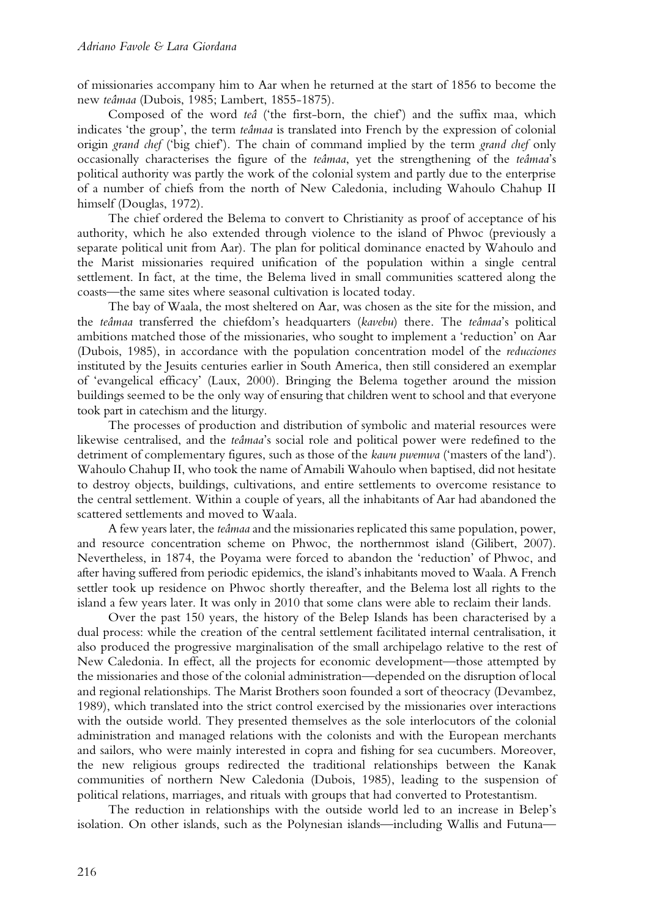of missionaries accompany him to Aar when he returned at the start of 1856 to become the new *teâmaa* (Dubois, 1985; Lambert, 1855-1875).

Composed of the word *teâ* ('the first-born, the chief') and the suffix maa, which indicates 'the group', the term *teâmaa* is translated into French by the expression of colonial origin *grand chef* ('big chief'). The chain of command implied by the term *grand chef* only occasionally characterises the figure of the *teâmaa*, yet the strengthening of the *teâmaa*'s political authority was partly the work of the colonial system and partly due to the enterprise of a number of chiefs from the north of New Caledonia, including Wahoulo Chahup II himself (Douglas, 1972).

The chief ordered the Belema to convert to Christianity as proof of acceptance of his authority, which he also extended through violence to the island of Phwoc (previously a separate political unit from Aar). The plan for political dominance enacted by Wahoulo and the Marist missionaries required unification of the population within a single central settlement. In fact, at the time, the Belema lived in small communities scattered along the coasts—the same sites where seasonal cultivation is located today.

The bay of Waala, the most sheltered on Aar, was chosen as the site for the mission, and the *teâmaa* transferred the chiefdom's headquarters (*kavebu*) there. The *teâmaa*'s political ambitions matched those of the missionaries, who sought to implement a 'reduction' on Aar (Dubois, 1985), in accordance with the population concentration model of the *reducciones* instituted by the Jesuits centuries earlier in South America, then still considered an exemplar of 'evangelical efficacy' (Laux, 2000). Bringing the Belema together around the mission buildings seemed to be the only way of ensuring that children went to school and that everyone took part in catechism and the liturgy.

The processes of production and distribution of symbolic and material resources were likewise centralised, and the *teâmaa*'s social role and political power were redefined to the detriment of complementary figures, such as those of the *kawu pwemwa* ('masters of the land'). Wahoulo Chahup II, who took the name of Amabili Wahoulo when baptised, did not hesitate to destroy objects, buildings, cultivations, and entire settlements to overcome resistance to the central settlement. Within a couple of years, all the inhabitants of Aar had abandoned the scattered settlements and moved to Waala.

A few years later, the *teâmaa* and the missionaries replicated this same population, power, and resource concentration scheme on Phwoc, the northernmost island (Gilibert, 2007). Nevertheless, in 1874, the Poyama were forced to abandon the 'reduction' of Phwoc, and after having suffered from periodic epidemics, the island's inhabitants moved to Waala. A French settler took up residence on Phwoc shortly thereafter, and the Belema lost all rights to the island a few years later. It was only in 2010 that some clans were able to reclaim their lands.

Over the past 150 years, the history of the Belep Islands has been characterised by a dual process: while the creation of the central settlement facilitated internal centralisation, it also produced the progressive marginalisation of the small archipelago relative to the rest of New Caledonia. In effect, all the projects for economic development—those attempted by the missionaries and those of the colonial administration—depended on the disruption of local and regional relationships. The Marist Brothers soon founded a sort of theocracy (Devambez, 1989), which translated into the strict control exercised by the missionaries over interactions with the outside world. They presented themselves as the sole interlocutors of the colonial administration and managed relations with the colonists and with the European merchants and sailors, who were mainly interested in copra and fishing for sea cucumbers. Moreover, the new religious groups redirected the traditional relationships between the Kanak communities of northern New Caledonia (Dubois, 1985), leading to the suspension of political relations, marriages, and rituals with groups that had converted to Protestantism.

The reduction in relationships with the outside world led to an increase in Belep's isolation. On other islands, such as the Polynesian islands—including Wallis and Futuna—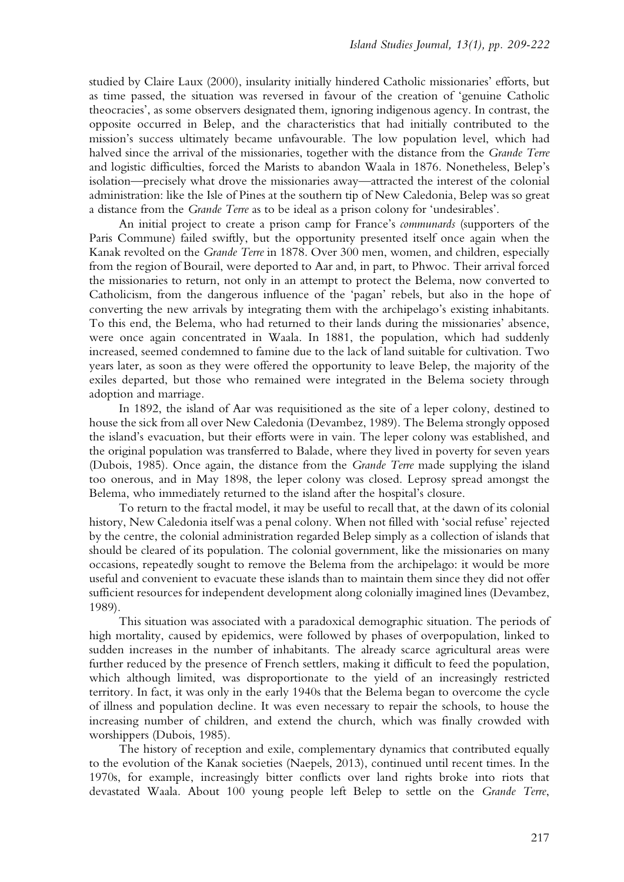studied by Claire Laux (2000), insularity initially hindered Catholic missionaries' efforts, but as time passed, the situation was reversed in favour of the creation of 'genuine Catholic theocracies', as some observers designated them, ignoring indigenous agency. In contrast, the opposite occurred in Belep, and the characteristics that had initially contributed to the mission's success ultimately became unfavourable. The low population level, which had halved since the arrival of the missionaries, together with the distance from the *Grande Terre* and logistic difficulties, forced the Marists to abandon Waala in 1876. Nonetheless, Belep's isolation—precisely what drove the missionaries away—attracted the interest of the colonial administration: like the Isle of Pines at the southern tip of New Caledonia, Belep was so great a distance from the *Grande Terre* as to be ideal as a prison colony for 'undesirables'.

An initial project to create a prison camp for France's *communards* (supporters of the Paris Commune) failed swiftly, but the opportunity presented itself once again when the Kanak revolted on the *Grande Terre* in 1878. Over 300 men, women, and children, especially from the region of Bourail, were deported to Aar and, in part, to Phwoc. Their arrival forced the missionaries to return, not only in an attempt to protect the Belema, now converted to Catholicism, from the dangerous influence of the 'pagan' rebels, but also in the hope of converting the new arrivals by integrating them with the archipelago's existing inhabitants. To this end, the Belema, who had returned to their lands during the missionaries' absence, were once again concentrated in Waala. In 1881, the population, which had suddenly increased, seemed condemned to famine due to the lack of land suitable for cultivation. Two years later, as soon as they were offered the opportunity to leave Belep, the majority of the exiles departed, but those who remained were integrated in the Belema society through adoption and marriage.

In 1892, the island of Aar was requisitioned as the site of a leper colony, destined to house the sick from all over New Caledonia (Devambez, 1989). The Belema strongly opposed the island's evacuation, but their efforts were in vain. The leper colony was established, and the original population was transferred to Balade, where they lived in poverty for seven years (Dubois, 1985). Once again, the distance from the *Grande Terre* made supplying the island too onerous, and in May 1898, the leper colony was closed. Leprosy spread amongst the Belema, who immediately returned to the island after the hospital's closure.

To return to the fractal model, it may be useful to recall that, at the dawn of its colonial history, New Caledonia itself was a penal colony. When not filled with 'social refuse' rejected by the centre, the colonial administration regarded Belep simply as a collection of islands that should be cleared of its population. The colonial government, like the missionaries on many occasions, repeatedly sought to remove the Belema from the archipelago: it would be more useful and convenient to evacuate these islands than to maintain them since they did not offer sufficient resources for independent development along colonially imagined lines (Devambez, 1989).

This situation was associated with a paradoxical demographic situation. The periods of high mortality, caused by epidemics, were followed by phases of overpopulation, linked to sudden increases in the number of inhabitants. The already scarce agricultural areas were further reduced by the presence of French settlers, making it difficult to feed the population, which although limited, was disproportionate to the yield of an increasingly restricted territory. In fact, it was only in the early 1940s that the Belema began to overcome the cycle of illness and population decline. It was even necessary to repair the schools, to house the increasing number of children, and extend the church, which was finally crowded with worshippers (Dubois, 1985).

The history of reception and exile, complementary dynamics that contributed equally to the evolution of the Kanak societies (Naepels, 2013), continued until recent times. In the 1970s, for example, increasingly bitter conflicts over land rights broke into riots that devastated Waala. About 100 young people left Belep to settle on the *Grande Terre*,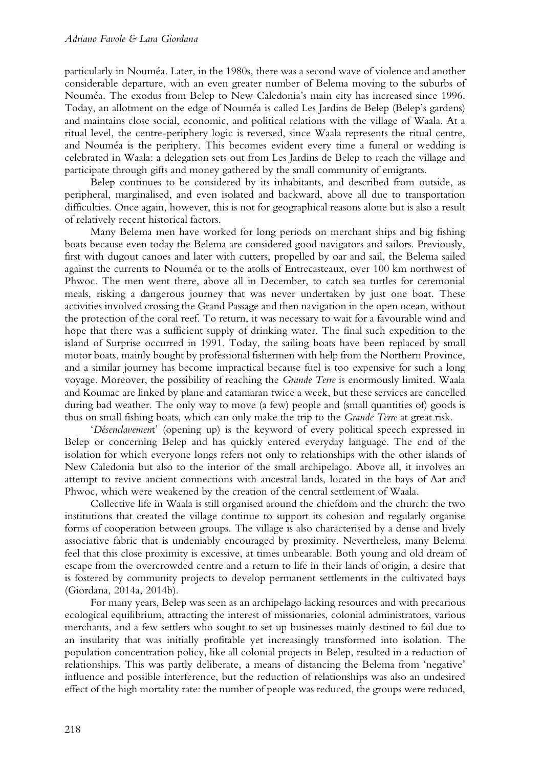particularly in Nouméa. Later, in the 1980s, there was a second wave of violence and another considerable departure, with an even greater number of Belema moving to the suburbs of Nouméa. The exodus from Belep to New Caledonia's main city has increased since 1996. Today, an allotment on the edge of Nouméa is called Les Jardins de Belep (Belep's gardens) and maintains close social, economic, and political relations with the village of Waala. At a ritual level, the centre-periphery logic is reversed, since Waala represents the ritual centre, and Nouméa is the periphery. This becomes evident every time a funeral or wedding is celebrated in Waala: a delegation sets out from Les Jardins de Belep to reach the village and participate through gifts and money gathered by the small community of emigrants.

Belep continues to be considered by its inhabitants, and described from outside, as peripheral, marginalised, and even isolated and backward, above all due to transportation difficulties. Once again, however, this is not for geographical reasons alone but is also a result of relatively recent historical factors.

Many Belema men have worked for long periods on merchant ships and big fishing boats because even today the Belema are considered good navigators and sailors. Previously, first with dugout canoes and later with cutters, propelled by oar and sail, the Belema sailed against the currents to Nouméa or to the atolls of Entrecasteaux, over 100 km northwest of Phwoc. The men went there, above all in December, to catch sea turtles for ceremonial meals, risking a dangerous journey that was never undertaken by just one boat. These activities involved crossing the Grand Passage and then navigation in the open ocean, without the protection of the coral reef. To return, it was necessary to wait for a favourable wind and hope that there was a sufficient supply of drinking water. The final such expedition to the island of Surprise occurred in 1991. Today, the sailing boats have been replaced by small motor boats, mainly bought by professional fishermen with help from the Northern Province, and a similar journey has become impractical because fuel is too expensive for such a long voyage. Moreover, the possibility of reaching the *Grande Terre* is enormously limited. Waala and Koumac are linked by plane and catamaran twice a week, but these services are cancelled during bad weather. The only way to move (a few) people and (small quantities of) goods is thus on small fishing boats, which can only make the trip to the *Grande Terre* at great risk.

'*Désenclavement*' (opening up) is the keyword of every political speech expressed in Belep or concerning Belep and has quickly entered everyday language. The end of the isolation for which everyone longs refers not only to relationships with the other islands of New Caledonia but also to the interior of the small archipelago. Above all, it involves an attempt to revive ancient connections with ancestral lands, located in the bays of Aar and Phwoc, which were weakened by the creation of the central settlement of Waala.

Collective life in Waala is still organised around the chiefdom and the church: the two institutions that created the village continue to support its cohesion and regularly organise forms of cooperation between groups. The village is also characterised by a dense and lively associative fabric that is undeniably encouraged by proximity. Nevertheless, many Belema feel that this close proximity is excessive, at times unbearable. Both young and old dream of escape from the overcrowded centre and a return to life in their lands of origin, a desire that is fostered by community projects to develop permanent settlements in the cultivated bays (Giordana, 2014a, 2014b).

For many years, Belep was seen as an archipelago lacking resources and with precarious ecological equilibrium, attracting the interest of missionaries, colonial administrators, various merchants, and a few settlers who sought to set up businesses mainly destined to fail due to an insularity that was initially profitable yet increasingly transformed into isolation. The population concentration policy, like all colonial projects in Belep, resulted in a reduction of relationships. This was partly deliberate, a means of distancing the Belema from 'negative' influence and possible interference, but the reduction of relationships was also an undesired effect of the high mortality rate: the number of people was reduced, the groups were reduced,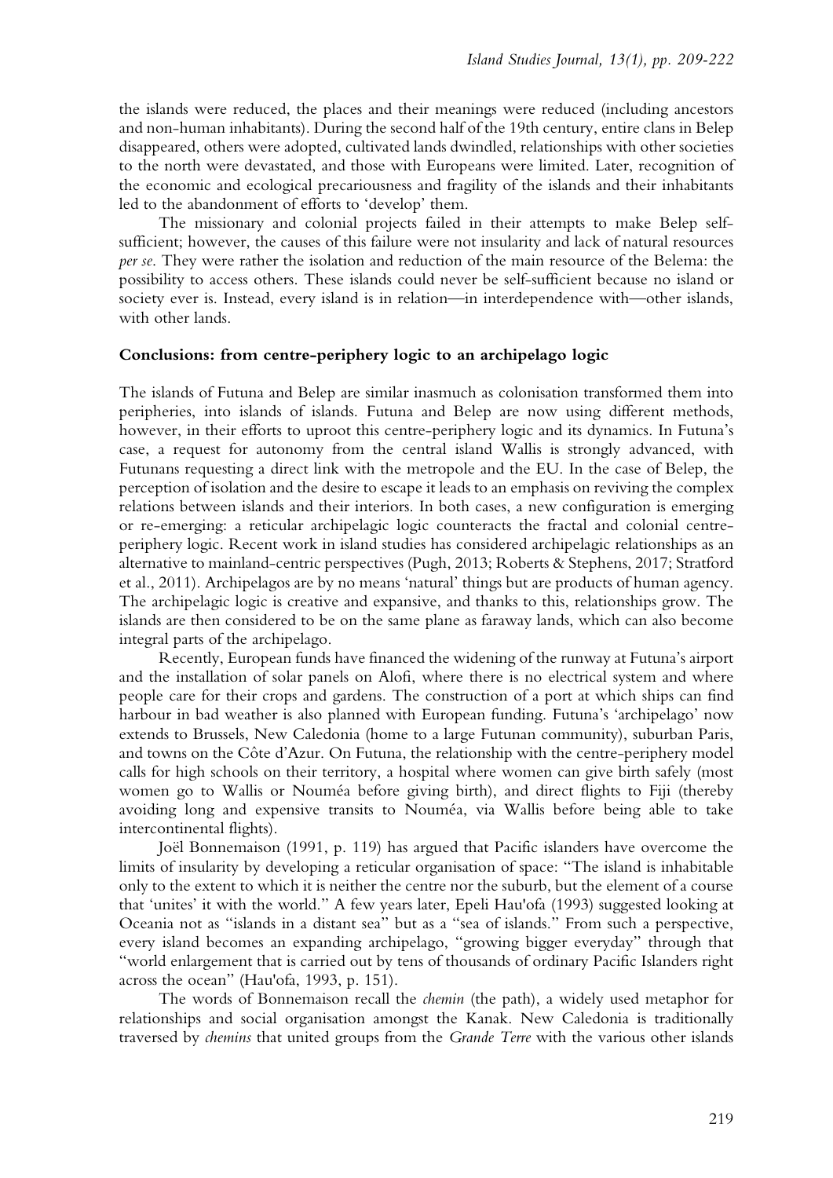the islands were reduced, the places and their meanings were reduced (including ancestors and non-human inhabitants). During the second half of the 19th century, entire clans in Belep disappeared, others were adopted, cultivated lands dwindled, relationships with other societies to the north were devastated, and those with Europeans were limited. Later, recognition of the economic and ecological precariousness and fragility of the islands and their inhabitants led to the abandonment of efforts to 'develop' them.

The missionary and colonial projects failed in their attempts to make Belep self-sufficient; however, the causes of this failure were not insularity and lack of natural resources *per se*. They were rather the isolation and reduction of the main resource of the Belema: the possibility to access others. These islands could never be self-sufficient because no island or society ever is. Instead, every island is in relation—in interdependence with—other islands, with other lands.

## Conclusions: from centre-periphery logic to an archipelago logic

The islands of Futuna and Belep are similar inasmuch as colonisation transformed them into peripheries, into islands of islands. Futuna and Belep are now using different methods, however, in their efforts to uproot this centre-periphery logic and its dynamics. In Futuna's case, a request for autonomy from the central island Wallis is strongly advanced, with Futunans requesting a direct link with the metropole and the EU. In the case of Belep, the perception of isolation and the desire to escape it leads to an emphasis on reviving the complex relations between islands and their interiors. In both cases, a new configuration is emerging or re-emerging: a reticular archipelagic logic counteracts the fractal and colonial centre-periphery logic. Recent work in island studies has considered archipelagic relationships as an alternative to mainland-centric perspectives (Pugh, 2013; Roberts & Stephens, 2017; Stratford et al., 2011). Archipelagos are by no means 'natural' things but are products of human agency. The archipelagic logic is creative and expansive, and thanks to this, relationships grow. The islands are then considered to be on the same plane as faraway lands, which can also become integral parts of the archipelago.

Recently, European funds have financed the widening of the runway at Futuna's airport and the installation of solar panels on Alofi, where there is no electrical system and where people care for their crops and gardens. The construction of a port at which ships can find harbour in bad weather is also planned with European funding. Futuna's 'archipelago' now extends to Brussels, New Caledonia (home to a large Futunan community), suburban Paris, and towns on the Côte d'Azur. On Futuna, the relationship with the centre-periphery model calls for high schools on their territory, a hospital where women can give birth safely (most women go to Wallis or Nouméa before giving birth), and direct flights to Fiji (thereby avoiding long and expensive transits to Nouméa, via Wallis before being able to take intercontinental flights).

Joël Bonnemaison (1991, p. 119) has argued that Pacific islanders have overcome the limits of insularity by developing a reticular organisation of space: "The island is inhabitable only to the extent to which it is neither the centre nor the suburb, but the element of a course that 'unites' it with the world." A few years later, Epeli Hau'ofa (1993) suggested looking at Oceania not as "islands in a distant sea" but as a "sea of islands." From such a perspective, every island becomes an expanding archipelago, "growing bigger everyday" through that "world enlargement that is carried out by tens of thousands of ordinary Pacific Islanders right across the ocean" (Hau'ofa, 1993, p. 151).

The words of Bonnemaison recall the *chemin* (the path), a widely used metaphor for relationships and social organisation amongst the Kanak. New Caledonia is traditionally traversed by *chemins* that united groups from the *Grande Terre* with the various other islands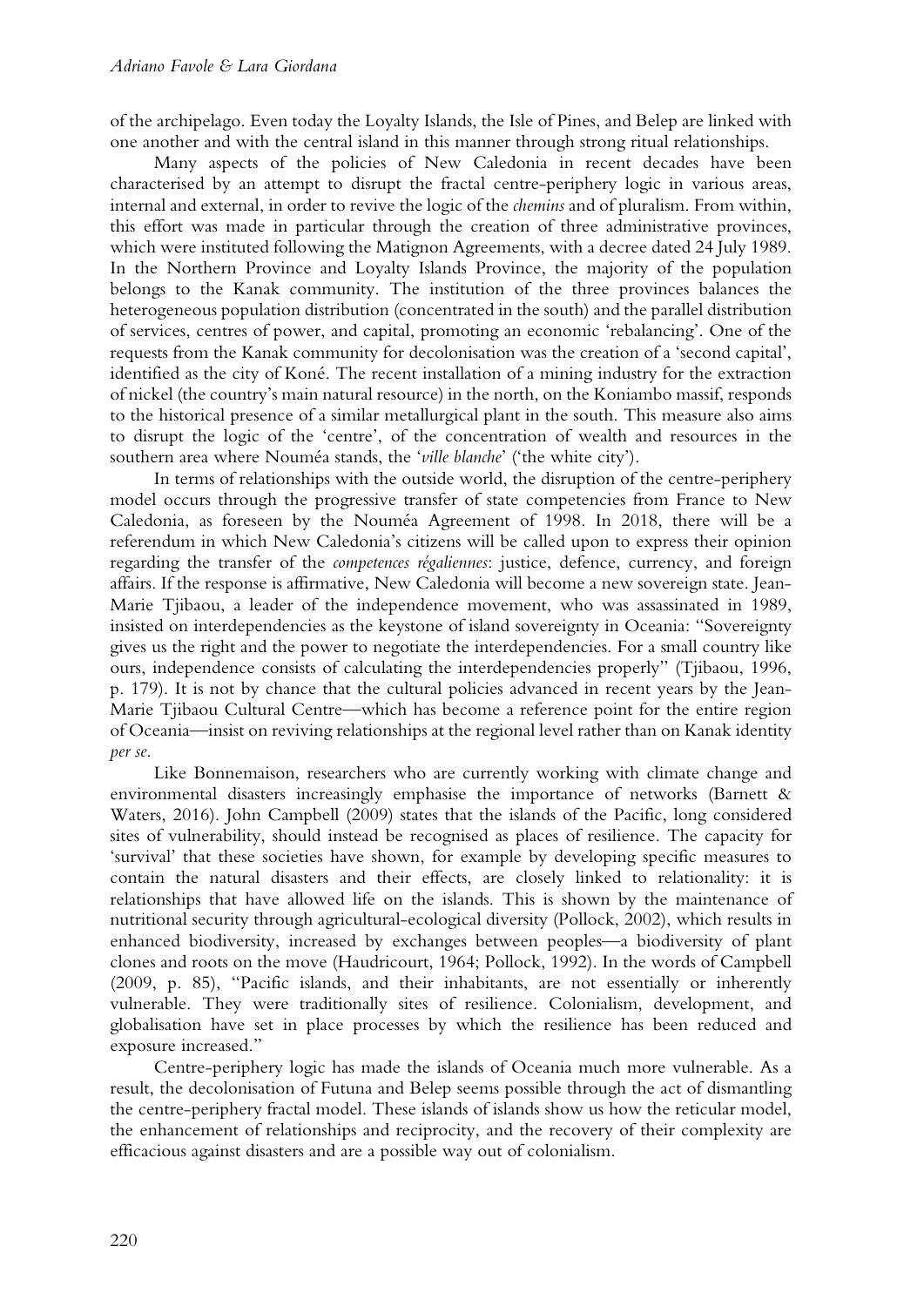of the archipelago. Even today the Loyalty Islands, the Isle of Pines, and Belep are linked with one another and with the central island in this manner through strong ritual relationships.

Many aspects of the policies of New Caledonia in recent decades have been characterised by an attempt to disrupt the fractal centre-periphery logic in various areas, internal and external, in order to revive the logic of the *chemins* and of pluralism. From within, this effort was made in particular through the creation of three administrative provinces, which were instituted following the Matignon Agreements, with a decree dated 24 July 1989. In the Northern Province and Loyalty Islands Province, the majority of the population belongs to the Kanak community. The institution of the three provinces balances the heterogeneous population distribution (concentrated in the south) and the parallel distribution of services, centres of power, and capital, promoting an economic 'rebalancing'. One of the requests from the Kanak community for decolonisation was the creation of a 'second capital', identified as the city of Koné. The recent installation of a mining industry for the extraction of nickel (the country's main natural resource) in the north, on the Koniambo massif, responds to the historical presence of a similar metallurgical plant in the south. This measure also aims to disrupt the logic of the 'centre', of the concentration of wealth and resources in the southern area where Nouméa stands, the '*ville blanche*' ('the white city').

In terms of relationships with the outside world, the disruption of the centre-periphery model occurs through the progressive transfer of state competencies from France to New Caledonia, as foreseen by the Nouméa Agreement of 1998. In 2018, there will be a referendum in which New Caledonia's citizens will be called upon to express their opinion regarding the transfer of the *competences régaliennes*: justice, defence, currency, and foreign affairs. If the response is affirmative, New Caledonia will become a new sovereign state. Jean-Marie Tjibaou, a leader of the independence movement, who was assassinated in 1989, insisted on interdependencies as the keystone of island sovereignty in Oceania: "Sovereignty gives us the right and the power to negotiate the interdependencies. For a small country like ours, independence consists of calculating the interdependencies properly" (Tjibaou, 1996, p. 179). It is not by chance that the cultural policies advanced in recent years by the Jean-Marie Tjibaou Cultural Centre—which has become a reference point for the entire region of Oceania—insist on reviving relationships at the regional level rather than on Kanak identity *per se*.

Like Bonnemaison, researchers who are currently working with climate change and environmental disasters increasingly emphasise the importance of networks (Barnett & Waters, 2016). John Campbell (2009) states that the islands of the Pacific, long considered sites of vulnerability, should instead be recognised as places of resilience. The capacity for 'survival' that these societies have shown, for example by developing specific measures to contain the natural disasters and their effects, are closely linked to relationality: it is relationships that have allowed life on the islands. This is shown by the maintenance of nutritional security through agricultural-ecological diversity (Pollock, 2002), which results in enhanced biodiversity, increased by exchanges between peoples—a biodiversity of plant clones and roots on the move (Haudricourt, 1964; Pollock, 1992). In the words of Campbell (2009, p. 85), "Pacific islands, and their inhabitants, are not essentially or inherently vulnerable. They were traditionally sites of resilience. Colonialism, development, and globalisation have set in place processes by which the resilience has been reduced and exposure increased."

Centre-periphery logic has made the islands of Oceania much more vulnerable. As a result, the decolonisation of Futuna and Belep seems possible through the act of dismantling the centre-periphery fractal model. These islands of islands show us how the reticular model, the enhancement of relationships and reciprocity, and the recovery of their complexity are efficacious against disasters and are a possible way out of colonialism.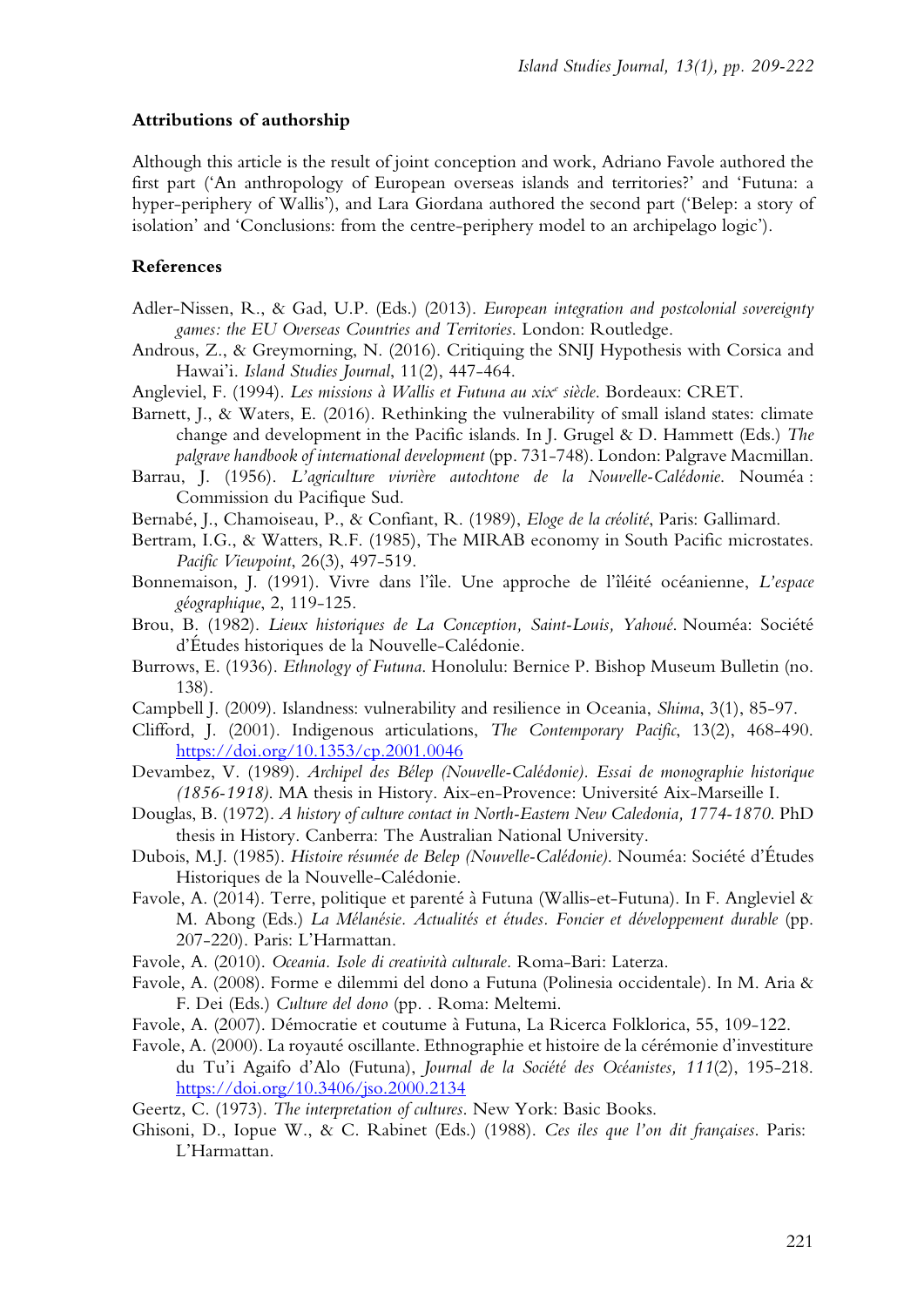**Attributions of authorship**

Although this article is the result of joint conception and work, Adriano Favole authored the first part ('An anthropology of European overseas islands and territories?' and 'Futuna: a hyper-periphery of Wallis'), and Lara Giordana authored the second part ('Belep: a story of isolation' and 'Conclusions: from the centre-periphery model to an archipelago logic').

**References**

Adler-Nissen, R., & Gad, U.P. (Eds.) (2013). *European integration and postcolonial sovereignty games: the EU Overseas Countries and Territories*. London: Routledge.

Androus, Z., & Greymorning, N. (2016). Critiquing the SNIJ Hypothesis with Corsica and Hawai'i. *Island Studies Journal*, 11(2), 447-464.

Angleviel, F. (1994). *Les missions à Wallis et Futuna au xix*[e] *siècle*. Bordeaux: CRET.

Barnett, J., & Waters, E. (2016). Rethinking the vulnerability of small island states: climate change and development in the Pacific islands. In J. Grugel & D. Hammett (Eds.) *The palgrave handbook of international development* (pp. 731-748). London: Palgrave Macmillan.

Barrau, J. (1956). *L'agriculture vivrière autochtone de la Nouvelle-Calédonie*. Nouméa : Commission du Pacifique Sud.

Bernabé, J., Chamoiseau, P., & Confiant, R. (1989), *Eloge de la créolité*, Paris: Gallimard.

Bertram, I.G., & Watters, R.F. (1985), The MIRAB economy in South Pacific microstates. *Pacific Viewpoint*, 26(3), 497-519.

Bonnemaison, J. (1991). Vivre dans l'île. Une approche de l'îléité océanienne, *L'espace géographique*, 2, 119-125.

Brou, B. (1982). *Lieux historiques de La Conception, Saint-Louis, Yahoué*. Nouméa: Société d'Études historiques de la Nouvelle-Calédonie.

Burrows, E. (1936). *Ethnology of Futuna*. Honolulu: Bernice P. Bishop Museum Bulletin (no. 138).

Campbell J. (2009). Islandness: vulnerability and resilience in Oceania, *Shima*, 3(1), 85-97.

Clifford, J. (2001). Indigenous articulations, *The Contemporary Pacific*, 13(2), 468-490. https://doi.org/10.1353/cp.2001.0046

Devambez, V. (1989). *Archipel des Bélep (Nouvelle-Calédonie). Essai de monographie historique (1856-1918)*. MA thesis in History. Aix-en-Provence: Université Aix-Marseille I.

Douglas, B. (1972). *A history of culture contact in North-Eastern New Caledonia, 1774-1870*. PhD thesis in History. Canberra: The Australian National University.

Dubois, M.J. (1985). *Histoire résumée de Belep (Nouvelle-Calédonie)*. Nouméa: Société d'Études Historiques de la Nouvelle-Calédonie.

Favole, A. (2014). Terre, politique et parenté à Futuna (Wallis-et-Futuna). In F. Angleviel & M. Abong (Eds.) *La Mélanésie. Actualités et études. Foncier et développement durable* (pp. 207-220). Paris: L'Harmattan.

Favole, A. (2010). *Oceania. Isole di creatività culturale*. Roma-Bari: Laterza.

Favole, A. (2008). Forme e dilemmi del dono a Futuna (Polinesia occidentale). In M. Aria & F. Dei (Eds.) *Culture del dono* (pp. . Roma: Meltemi.

Favole, A. (2007). Démocratie et coutume à Futuna, La Ricerca Folklorica, 55, 109-122.

Favole, A. (2000). La royauté oscillante. Ethnographie et histoire de la cérémonie d'investiture du Tu'i Agaifo d'Alo (Futuna), *Journal de la Société des Océanistes, 111*(2), 195-218. https://doi.org/10.3406/jso.2000.2134

Geertz, C. (1973). *The interpretation of cultures*. New York: Basic Books.

Ghisoni, D., Iopue W., & C. Rabinet (Eds.) (1988). *Ces iles que l'on dit françaises*. Paris: L'Harmattan.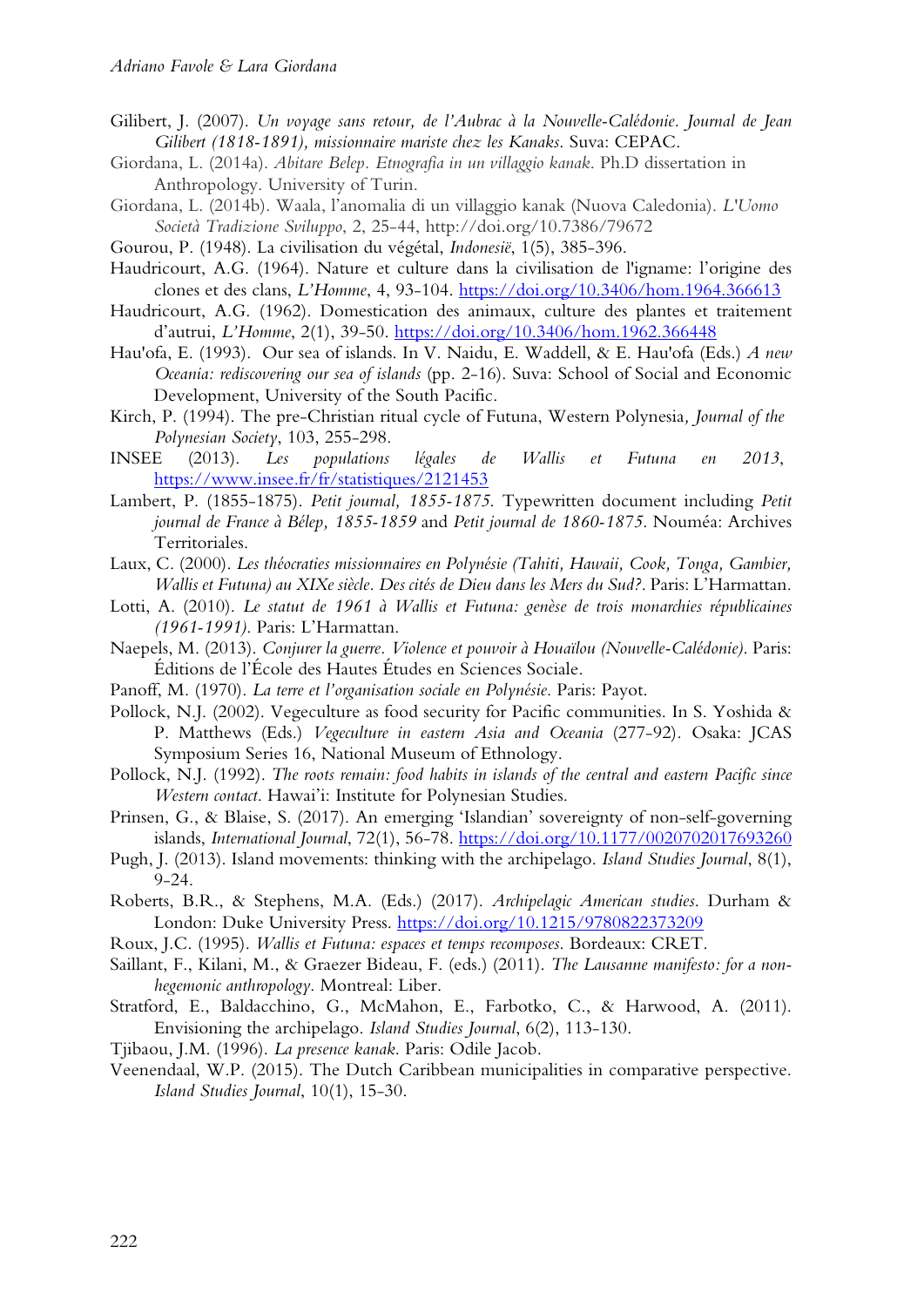Gilibert, J. (2007). *Un voyage sans retour, de l'Aubrac à la Nouvelle-Calédonie. Journal de Jean Gilibert (1818-1891), missionnaire mariste chez les Kanaks*. Suva: CEPAC.

Giordana, L. (2014a). *Abitare Belep. Etnografia in un villaggio kanak*. Ph.D dissertation in Anthropology. University of Turin.

Giordana, L. (2014b). Waala, l'anomalia di un villaggio kanak (Nuova Caledonia). *L'Uomo Società Tradizione Sviluppo*, 2, 25-44, http://doi.org/10.7386/79672

Gourou, P. (1948). La civilisation du végétal, *Indonesië*, 1(5), 385-396.

Haudricourt, A.G. (1964). Nature et culture dans la civilisation de l'igname: l'origine des clones et des clans, *L'Homme*, 4, 93-104. https://doi.org/10.3406/hom.1964.366613

Haudricourt, A.G. (1962). Domestication des animaux, culture des plantes et traitement d'autrui, *L'Homme*, 2(1), 39-50. https://doi.org/10.3406/hom.1962.366448

Hau'ofa, E. (1993). Our sea of islands. In V. Naidu, E. Waddell, & E. Hau'ofa (Eds.) *A new Oceania: rediscovering our sea of islands* (pp. 2-16). Suva: School of Social and Economic Development, University of the South Pacific.

Kirch, P. (1994). The pre-Christian ritual cycle of Futuna, Western Polynesia*, Journal of the Polynesian Society*, 103, 255-298.

INSEE (2013). *Les populations légales de Wallis et Futuna en 2013*, https://www.insee.fr/fr/statistiques/2121453

Lambert, P. (1855-1875). *Petit journal, 1855-1875*. Typewritten document including *Petit journal de France à Bélep, 1855-1859* and *Petit journal de 1860-1875*. Nouméa: Archives Territoriales.

Laux, C. (2000). *Les théocraties missionnaires en Polynésie (Tahiti, Hawaii, Cook, Tonga, Gambier, Wallis et Futuna) au XIXe siècle. Des cités de Dieu dans les Mers du Sud?*. Paris: L'Harmattan.

Lotti, A. (2010). *Le statut de 1961 à Wallis et Futuna: genèse de trois monarchies républicaines (1961-1991)*. Paris: L'Harmattan.

Naepels, M. (2013). *Conjurer la guerre. Violence et pouvoir à Houaïlou (Nouvelle-Calédonie)*. Paris: Éditions de l'École des Hautes Études en Sciences Sociale.

Panoff, M. (1970). *La terre et l'organisation sociale en Polynésie*. Paris: Payot.

Pollock, N.J. (2002). Vegeculture as food security for Pacific communities. In S. Yoshida & P. Matthews (Eds.) *Vegeculture in eastern Asia and Oceania* (277-92). Osaka: JCAS Symposium Series 16, National Museum of Ethnology.

Pollock, N.J. (1992). *The roots remain: food habits in islands of the central and eastern Pacific since Western contact*. Hawai'i: Institute for Polynesian Studies.

Prinsen, G., & Blaise, S. (2017). An emerging 'Islandian' sovereignty of non-self-governing islands, *International Journal*, 72(1), 56-78. https://doi.org/10.1177/0020702017693260

Pugh, J. (2013). Island movements: thinking with the archipelago. *Island Studies Journal*, 8(1), 9-24.

Roberts, B.R., & Stephens, M.A. (Eds.) (2017). *Archipelagic American studies*. Durham & London: Duke University Press. https://doi.org/10.1215/9780822373209

Roux, J.C. (1995). *Wallis et Futuna: espaces et temps recomposes*. Bordeaux: CRET.

Saillant, F., Kilani, M., & Graezer Bideau, F. (eds.) (2011). *The Lausanne manifesto: for a non-hegemonic anthropology*. Montreal: Liber.

Stratford, E., Baldacchino, G., McMahon, E., Farbotko, C., & Harwood, A. (2011). Envisioning the archipelago. *Island Studies Journal*, 6(2), 113-130.

Tjibaou, J.M. (1996). *La presence kanak*. Paris: Odile Jacob.

Veenendaal, W.P. (2015). The Dutch Caribbean municipalities in comparative perspective. *Island Studies Journal*, 10(1), 15-30.